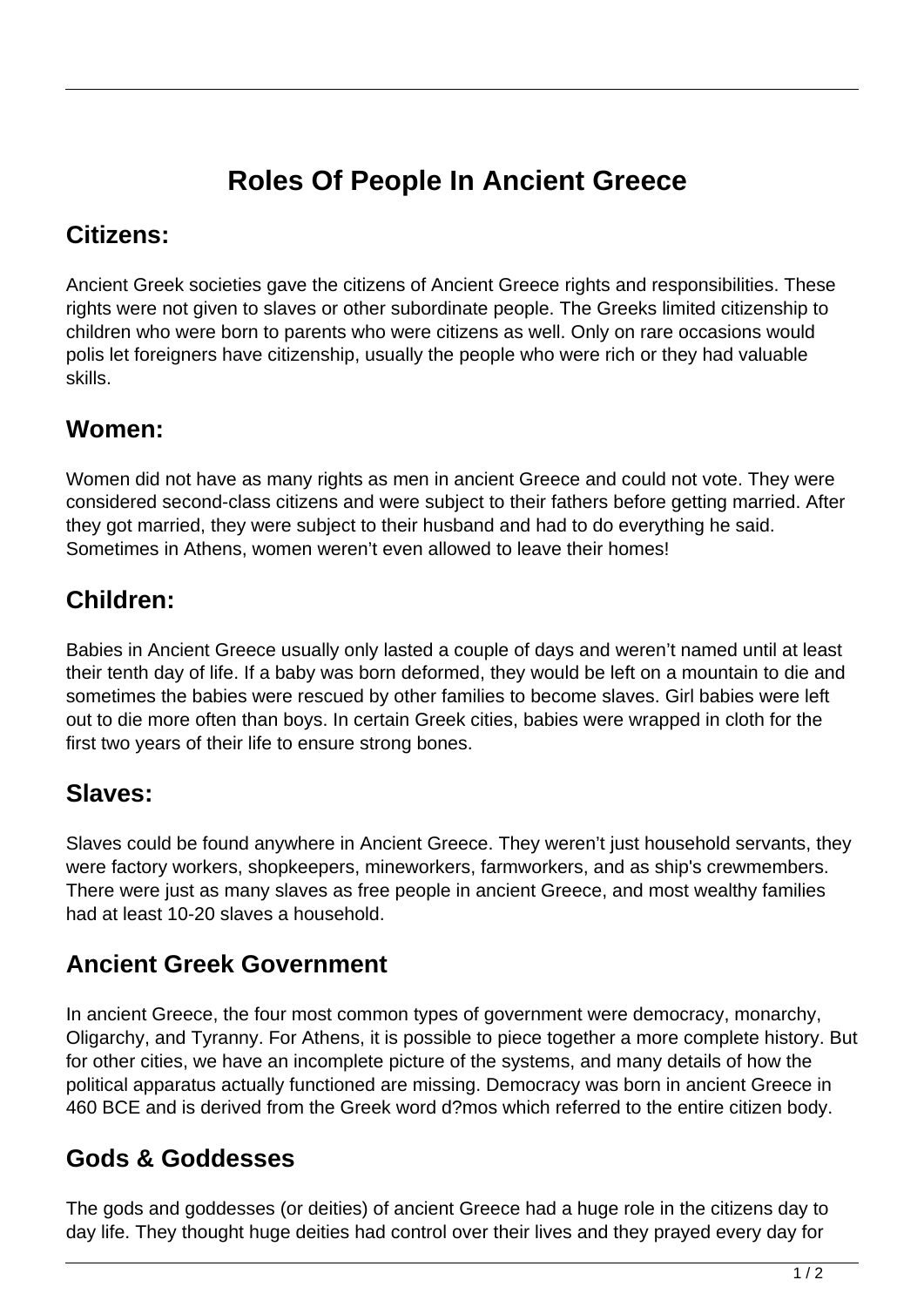# Roles Of People In Ancient Greece

## Citizens:

Ancient Greek societies gave the citizens of Ancient Greece rights and responsibilities. These rights were not given to slaves or other subordinate people. The Greeks limited citizenship to children who were born to parents who were citizens as well. Only on rare occasions would polis let foreigners have citizenship, usually the people who were rich or they had valuable skills.

## Women:

Women did not have as many rights as men in ancient Greece and could not vote. They were considered second-class citizens and were subject to their fathers before getting married. After they got married, they were subject to their husband and had to do everything he said. Sometimes in Athens, women weren't even allowed to leave their homes!

## Children:

Babies in Ancient Greece usually only lasted a couple of days and weren't named until at least their tenth day of life. If a baby was born deformed, they would be left on a mountain to die and sometimes the babies were rescued by other families to become slaves. Girl babies were left out to die more often than boys. In certain Greek cities, babies were wrapped in cloth for the first two years of their life to ensure strong bones.

## Slaves:

Slaves could be found anywhere in Ancient Greece. They weren't just household servants, they were factory workers, shopkeepers, mineworkers, farmworkers, and as ship's crewmembers. There were just as many slaves as free people in ancient Greece, and most wealthy families had at least 10-20 slaves a household.

## Ancient Greek Government

In ancient Greece, the four most common types of government were democracy, monarchy, Oligarchy, and Tyranny. For Athens, it is possible to piece together a more complete history. But for other cities, we have an incomplete picture of the systems, and many details of how the political apparatus actually functioned are missing. Democracy was born in ancient Greece in 460 BCE and is derived from the Greek word d?mos which referred to the entire citizen body.

## Gods & Goddesses

The gods and goddesses (or deities) of ancient Greece had a huge role in the citizens day to day life. They thought huge deities had control over their lives and they prayed every day for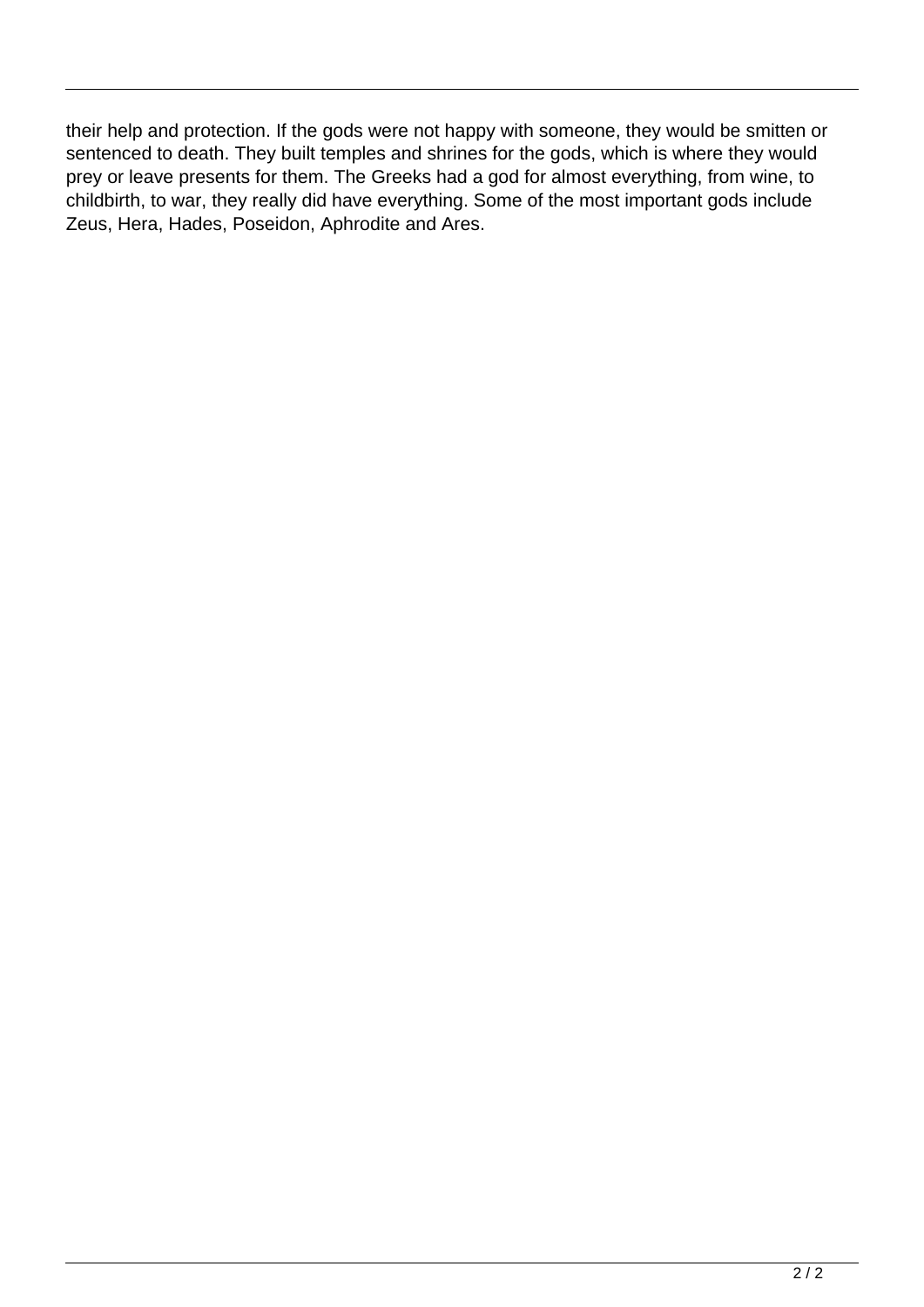their help and protection. If the gods were not happy with someone, they would be smitten or sentenced to death. They built temples and shrines for the gods, which is where they would prey or leave presents for them. The Greeks had a god for almost everything, from wine, to childbirth, to war, they really did have everything. Some of the most important gods include Zeus, Hera, Hades, Poseidon, Aphrodite and Ares.